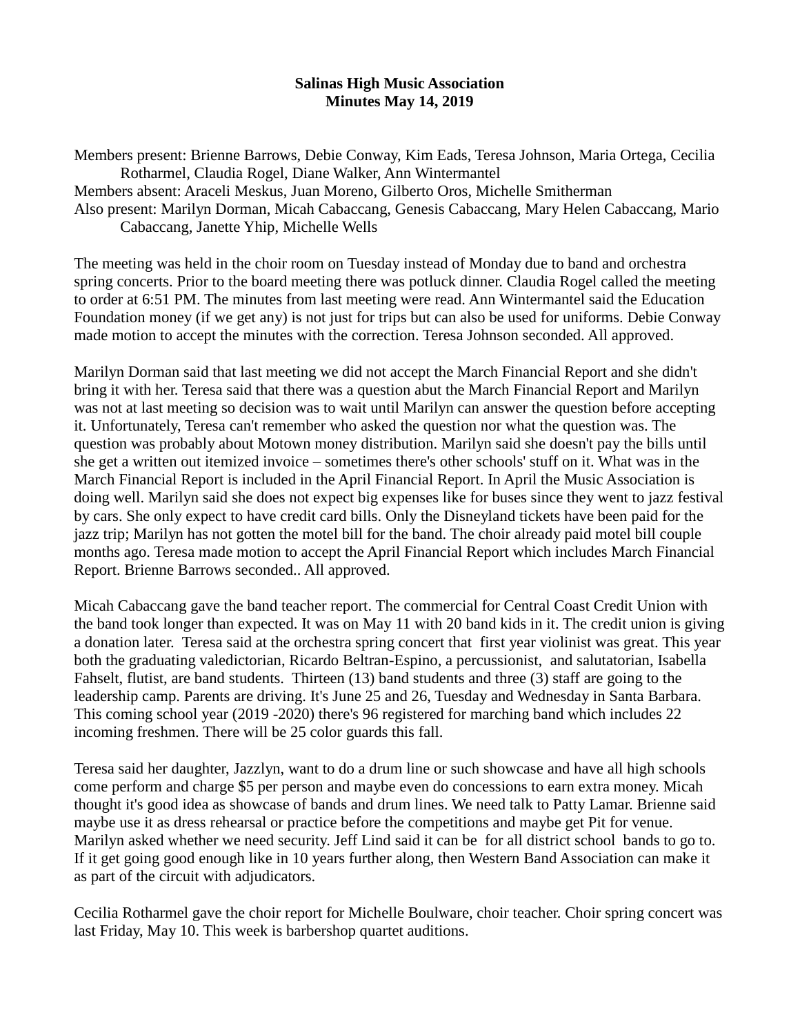**Salinas High Music Association**
**Minutes May 14, 2019**

Members present: Brienne Barrows, Debie Conway, Kim Eads, Teresa Johnson, Maria Ortega, Cecilia Rotharmel, Claudia Rogel, Diane Walker, Ann Wintermantel
Members absent: Araceli Meskus, Juan Moreno, Gilberto Oros, Michelle Smitherman
Also present: Marilyn Dorman, Micah Cabaccang, Genesis Cabaccang, Mary Helen Cabaccang, Mario Cabaccang, Janette Yhip, Michelle Wells

The meeting was held in the choir room on Tuesday instead of Monday due to band and orchestra spring concerts. Prior to the board meeting there was potluck dinner. Claudia Rogel called the meeting to order at 6:51 PM. The minutes from last meeting were read. Ann Wintermantel said the Education Foundation money (if we get any) is not just for trips but can also be used for uniforms. Debie Conway made motion to accept the minutes with the correction. Teresa Johnson seconded. All approved.

Marilyn Dorman said that last meeting we did not accept the March Financial Report and she didn't bring it with her. Teresa said that there was a question abut the March Financial Report and Marilyn was not at last meeting so decision was to wait until Marilyn can answer the question before accepting it. Unfortunately, Teresa can't remember who asked the question nor what the question was. The question was probably about Motown money distribution. Marilyn said she doesn't pay the bills until she get a written out itemized invoice – sometimes there's other schools' stuff on it. What was in the March Financial Report is included in the April Financial Report. In April the Music Association is doing well. Marilyn said she does not expect big expenses like for buses since they went to jazz festival by cars. She only expect to have credit card bills. Only the Disneyland tickets have been paid for the jazz trip; Marilyn has not gotten the motel bill for the band. The choir already paid motel bill couple months ago. Teresa made motion to accept the April Financial Report which includes March Financial Report. Brienne Barrows seconded.. All approved.

Micah Cabaccang gave the band teacher report. The commercial for Central Coast Credit Union with the band took longer than expected. It was on May 11 with 20 band kids in it. The credit union is giving a donation later. Teresa said at the orchestra spring concert that first year violinist was great. This year both the graduating valedictorian, Ricardo Beltran-Espino, a percussionist, and salutatorian, Isabella Fahselt, flutist, are band students. Thirteen (13) band students and three (3) staff are going to the leadership camp. Parents are driving. It's June 25 and 26, Tuesday and Wednesday in Santa Barbara. This coming school year (2019 -2020) there's 96 registered for marching band which includes 22 incoming freshmen. There will be 25 color guards this fall.

Teresa said her daughter, Jazzlyn, want to do a drum line or such showcase and have all high schools come perform and charge $5 per person and maybe even do concessions to earn extra money. Micah thought it's good idea as showcase of bands and drum lines. We need talk to Patty Lamar. Brienne said maybe use it as dress rehearsal or practice before the competitions and maybe get Pit for venue. Marilyn asked whether we need security. Jeff Lind said it can be for all district school bands to go to. If it get going good enough like in 10 years further along, then Western Band Association can make it as part of the circuit with adjudicators.

Cecilia Rotharmel gave the choir report for Michelle Boulware, choir teacher. Choir spring concert was last Friday, May 10. This week is barbershop quartet auditions.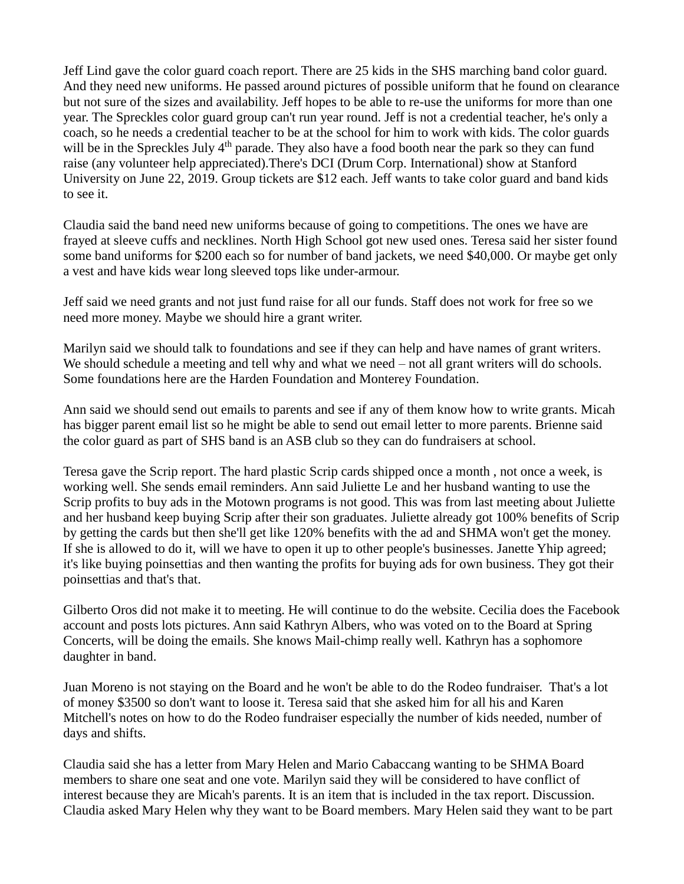Jeff Lind gave the color guard coach report. There are 25 kids in the SHS marching band color guard. And they need new uniforms. He passed around pictures of possible uniform that he found on clearance but not sure of the sizes and availability. Jeff hopes to be able to re-use the uniforms for more than one year. The Spreckles color guard group can't run year round. Jeff is not a credential teacher, he's only a coach, so he needs a credential teacher to be at the school for him to work with kids. The color guards will be in the Spreckles July 4th parade. They also have a food booth near the park so they can fund raise (any volunteer help appreciated).There's DCI (Drum Corp. International) show at Stanford University on June 22, 2019. Group tickets are $12 each. Jeff wants to take color guard and band kids to see it.

Claudia said the band need new uniforms because of going to competitions. The ones we have are frayed at sleeve cuffs and necklines. North High School got new used ones. Teresa said her sister found some band uniforms for $200 each so for number of band jackets, we need $40,000. Or maybe get only a vest and have kids wear long sleeved tops like under-armour.

Jeff said we need grants and not just fund raise for all our funds. Staff does not work for free so we need more money. Maybe we should hire a grant writer.

Marilyn said we should talk to foundations and see if they can help and have names of grant writers. We should schedule a meeting and tell why and what we need – not all grant writers will do schools. Some foundations here are the Harden Foundation and Monterey Foundation.

Ann said we should send out emails to parents and see if any of them know how to write grants. Micah has bigger parent email list so he might be able to send out email letter to more parents. Brienne said the color guard as part of SHS band is an ASB club so they can do fundraisers at school.

Teresa gave the Scrip report. The hard plastic Scrip cards shipped once a month , not once a week, is working well. She sends email reminders. Ann said Juliette Le and her husband wanting to use the Scrip profits to buy ads in the Motown programs is not good. This was from last meeting about Juliette and her husband keep buying Scrip after their son graduates. Juliette already got 100% benefits of Scrip by getting the cards but then she'll get like 120% benefits with the ad and SHMA won't get the money. If she is allowed to do it, will we have to open it up to other people's businesses. Janette Yhip agreed; it's like buying poinsettias and then wanting the profits for buying ads for own business. They got their poinsettias and that's that.

Gilberto Oros did not make it to meeting. He will continue to do the website. Cecilia does the Facebook account and posts lots pictures. Ann said Kathryn Albers, who was voted on to the Board at Spring Concerts, will be doing the emails. She knows Mail-chimp really well. Kathryn has a sophomore daughter in band.

Juan Moreno is not staying on the Board and he won't be able to do the Rodeo fundraiser. That's a lot of money $3500 so don't want to loose it. Teresa said that she asked him for all his and Karen Mitchell's notes on how to do the Rodeo fundraiser especially the number of kids needed, number of days and shifts.

Claudia said she has a letter from Mary Helen and Mario Cabaccang wanting to be SHMA Board members to share one seat and one vote. Marilyn said they will be considered to have conflict of interest because they are Micah's parents. It is an item that is included in the tax report. Discussion. Claudia asked Mary Helen why they want to be Board members. Mary Helen said they want to be part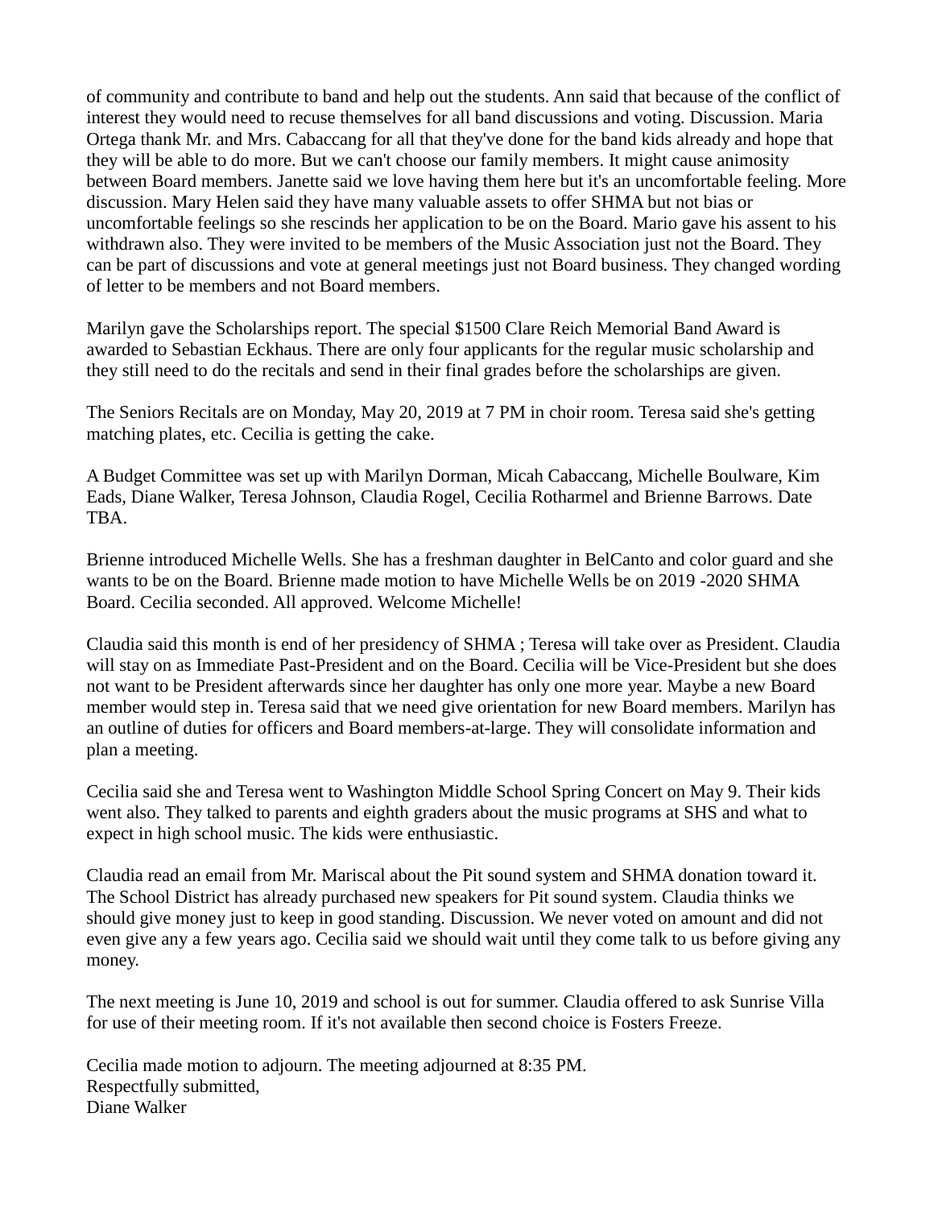of community and contribute to band and help out the students. Ann said that because of the conflict of interest they would need to recuse themselves for all band discussions and voting. Discussion. Maria Ortega thank Mr. and Mrs. Cabaccang for all that they've done for the band kids already and hope that they will be able to do more. But we can't choose our family members. It might cause animosity between Board members. Janette said we love having them here but it's an uncomfortable feeling. More discussion. Mary Helen said they have many valuable assets to offer SHMA but not bias or uncomfortable feelings so she rescinds her application to be on the Board. Mario gave his assent to his withdrawn also. They were invited to be members of the Music Association just not the Board. They can be part of discussions and vote at general meetings just not Board business. They changed wording of letter to be members and not Board members.

Marilyn gave the Scholarships report. The special $1500 Clare Reich Memorial Band Award is awarded to Sebastian Eckhaus. There are only four applicants for the regular music scholarship and they still need to do the recitals and send in their final grades before the scholarships are given.

The Seniors Recitals are on Monday, May 20, 2019 at 7 PM in choir room. Teresa said she's getting matching plates, etc. Cecilia is getting the cake.

A Budget Committee was set up with Marilyn Dorman, Micah Cabaccang, Michelle Boulware, Kim Eads, Diane Walker, Teresa Johnson, Claudia Rogel, Cecilia Rotharmel and Brienne Barrows. Date TBA.

Brienne introduced Michelle Wells. She has a freshman daughter in BelCanto and color guard and she wants to be on the Board. Brienne made motion to have Michelle Wells be on 2019 -2020 SHMA Board. Cecilia seconded. All approved. Welcome Michelle!

Claudia said this month is end of her presidency of SHMA ; Teresa will take over as President. Claudia will stay on as Immediate Past-President and on the Board. Cecilia will be Vice-President but she does not want to be President afterwards since her daughter has only one more year. Maybe a new Board member would step in. Teresa said that we need give orientation for new Board members. Marilyn has an outline of duties for officers and Board members-at-large. They will consolidate information and plan a meeting.

Cecilia said she and Teresa went to Washington Middle School Spring Concert on May 9. Their kids went also. They talked to parents and eighth graders about the music programs at SHS and what to expect in high school music. The kids were enthusiastic.

Claudia read an email from Mr. Mariscal about the Pit sound system and SHMA donation toward it. The School District has already purchased new speakers for Pit sound system. Claudia thinks we should give money just to keep in good standing. Discussion. We never voted on amount and did not even give any a few years ago. Cecilia said we should wait until they come talk to us before giving any money.

The next meeting is June 10, 2019 and school is out for summer. Claudia offered to ask Sunrise Villa for use of their meeting room. If it's not available then second choice is Fosters Freeze.

Cecilia made motion to adjourn. The meeting adjourned at 8:35 PM.
Respectfully submitted,
Diane Walker